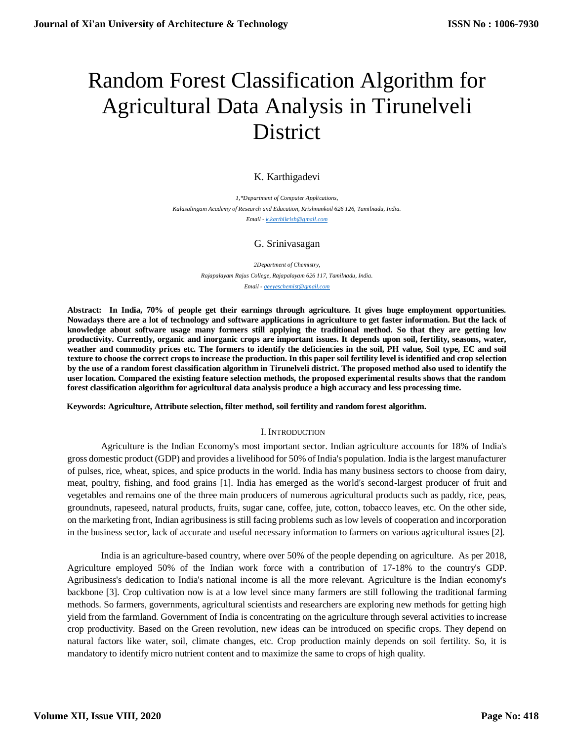# Random Forest Classification Algorithm for Agricultural Data Analysis in Tirunelveli District

K. Karthigadevi

*1,\*Department of Computer Applications,*
*Kalasalingam Academy of Research and Education, Krishnankoil 626 126, Tamilnadu, India.*
*Email - k.karthikrish@gmail.com*

G. Srinivasagan

*2Department of Chemistry,*
*Rajapalayam Rajus College, Rajapalayam 626 117, Tamilnadu, India.*
*Email - geeyeschemist@gmail.com*

**Abstract: In India, 70% of people get their earnings through agriculture. It gives huge employment opportunities. Nowadays there are a lot of technology and software applications in agriculture to get faster information. But the lack of knowledge about software usage many formers still applying the traditional method. So that they are getting low productivity. Currently, organic and inorganic crops are important issues. It depends upon soil, fertility, seasons, water, weather and commodity prices etc. The formers to identify the deficiencies in the soil, PH value, Soil type, EC and soil texture to choose the correct crops to increase the production. In this paper soil fertility level is identified and crop selection by the use of a random forest classification algorithm in Tirunelveli district. The proposed method also used to identify the user location. Compared the existing feature selection methods, the proposed experimental results shows that the random forest classification algorithm for agricultural data analysis produce a high accuracy and less processing time.**

**Keywords: Agriculture, Attribute selection, filter method, soil fertility and random forest algorithm.**

## I. Introduction

Agriculture is the Indian Economy's most important sector. Indian agriculture accounts for 18% of India's gross domestic product (GDP) and provides a livelihood for 50% of India's population. India is the largest manufacturer of pulses, rice, wheat, spices, and spice products in the world. India has many business sectors to choose from dairy, meat, poultry, fishing, and food grains [1]. India has emerged as the world's second-largest producer of fruit and vegetables and remains one of the three main producers of numerous agricultural products such as paddy, rice, peas, groundnuts, rapeseed, natural products, fruits, sugar cane, coffee, jute, cotton, tobacco leaves, etc. On the other side, on the marketing front, Indian agribusiness is still facing problems such as low levels of cooperation and incorporation in the business sector, lack of accurate and useful necessary information to farmers on various agricultural issues [2].

India is an agriculture-based country, where over 50% of the people depending on agriculture. As per 2018, Agriculture employed 50% of the Indian work force with a contribution of 17-18% to the country's GDP. Agribusiness's dedication to India's national income is all the more relevant. Agriculture is the Indian economy's backbone [3]. Crop cultivation now is at a low level since many farmers are still following the traditional farming methods. So farmers, governments, agricultural scientists and researchers are exploring new methods for getting high yield from the farmland. Government of India is concentrating on the agriculture through several activities to increase crop productivity. Based on the Green revolution, new ideas can be introduced on specific crops. They depend on natural factors like water, soil, climate changes, etc. Crop production mainly depends on soil fertility. So, it is mandatory to identify micro nutrient content and to maximize the same to crops of high quality.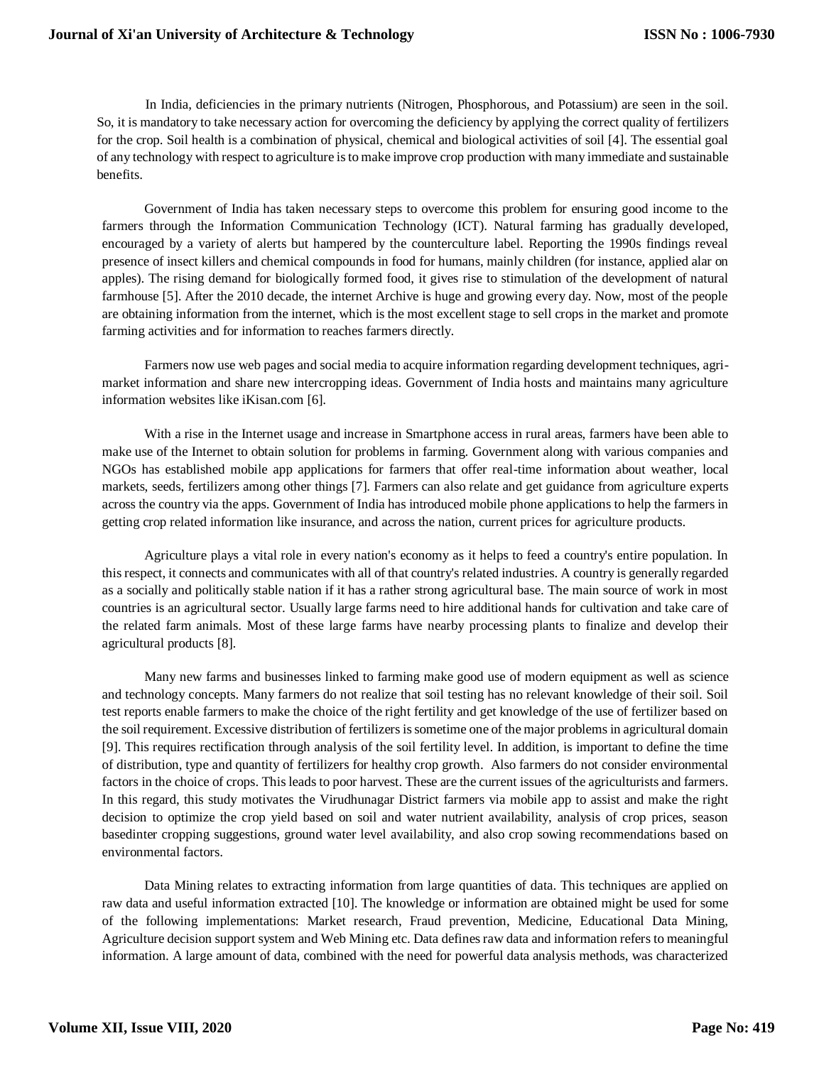In India, deficiencies in the primary nutrients (Nitrogen, Phosphorous, and Potassium) are seen in the soil. So, it is mandatory to take necessary action for overcoming the deficiency by applying the correct quality of fertilizers for the crop. Soil health is a combination of physical, chemical and biological activities of soil [4]. The essential goal of any technology with respect to agriculture is to make improve crop production with many immediate and sustainable benefits.

Government of India has taken necessary steps to overcome this problem for ensuring good income to the farmers through the Information Communication Technology (ICT). Natural farming has gradually developed, encouraged by a variety of alerts but hampered by the counterculture label. Reporting the 1990s findings reveal presence of insect killers and chemical compounds in food for humans, mainly children (for instance, applied alar on apples). The rising demand for biologically formed food, it gives rise to stimulation of the development of natural farmhouse [5]. After the 2010 decade, the internet Archive is huge and growing every day. Now, most of the people are obtaining information from the internet, which is the most excellent stage to sell crops in the market and promote farming activities and for information to reaches farmers directly.

Farmers now use web pages and social media to acquire information regarding development techniques, agri-market information and share new intercropping ideas. Government of India hosts and maintains many agriculture information websites like iKisan.com [6].

With a rise in the Internet usage and increase in Smartphone access in rural areas, farmers have been able to make use of the Internet to obtain solution for problems in farming. Government along with various companies and NGOs has established mobile app applications for farmers that offer real-time information about weather, local markets, seeds, fertilizers among other things [7]. Farmers can also relate and get guidance from agriculture experts across the country via the apps. Government of India has introduced mobile phone applications to help the farmers in getting crop related information like insurance, and across the nation, current prices for agriculture products.

Agriculture plays a vital role in every nation's economy as it helps to feed a country's entire population. In this respect, it connects and communicates with all of that country's related industries. A country is generally regarded as a socially and politically stable nation if it has a rather strong agricultural base. The main source of work in most countries is an agricultural sector. Usually large farms need to hire additional hands for cultivation and take care of the related farm animals. Most of these large farms have nearby processing plants to finalize and develop their agricultural products [8].

Many new farms and businesses linked to farming make good use of modern equipment as well as science and technology concepts. Many farmers do not realize that soil testing has no relevant knowledge of their soil. Soil test reports enable farmers to make the choice of the right fertility and get knowledge of the use of fertilizer based on the soil requirement. Excessive distribution of fertilizers is sometime one of the major problems in agricultural domain [9]. This requires rectification through analysis of the soil fertility level. In addition, is important to define the time of distribution, type and quantity of fertilizers for healthy crop growth. Also farmers do not consider environmental factors in the choice of crops. This leads to poor harvest. These are the current issues of the agriculturists and farmers. In this regard, this study motivates the Virudhunagar District farmers via mobile app to assist and make the right decision to optimize the crop yield based on soil and water nutrient availability, analysis of crop prices, season basedinter cropping suggestions, ground water level availability, and also crop sowing recommendations based on environmental factors.

Data Mining relates to extracting information from large quantities of data. This techniques are applied on raw data and useful information extracted [10]. The knowledge or information are obtained might be used for some of the following implementations: Market research, Fraud prevention, Medicine, Educational Data Mining, Agriculture decision support system and Web Mining etc. Data defines raw data and information refers to meaningful information. A large amount of data, combined with the need for powerful data analysis methods, was characterized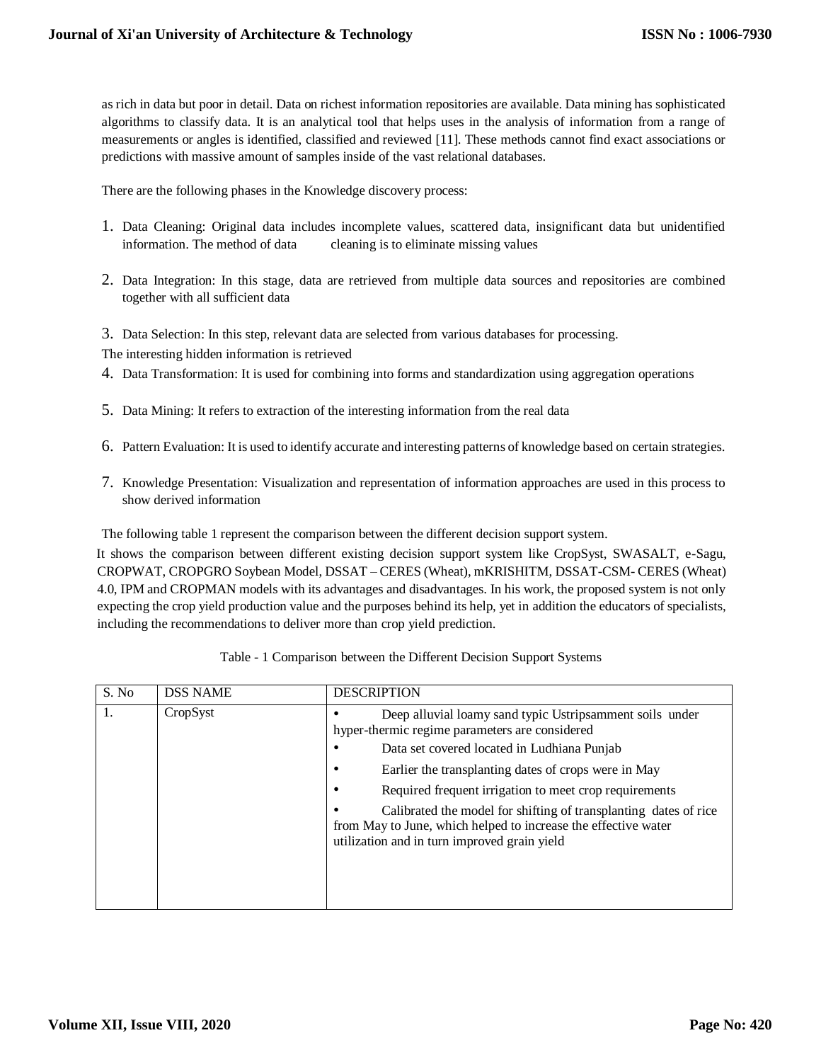as rich in data but poor in detail. Data on richest information repositories are available. Data mining has sophisticated algorithms to classify data. It is an analytical tool that helps uses in the analysis of information from a range of measurements or angles is identified, classified and reviewed [11]. These methods cannot find exact associations or predictions with massive amount of samples inside of the vast relational databases.

There are the following phases in the Knowledge discovery process:

1. Data Cleaning: Original data includes incomplete values, scattered data, insignificant data but unidentified information. The method of data cleaning is to eliminate missing values

2. Data Integration: In this stage, data are retrieved from multiple data sources and repositories are combined together with all sufficient data

3. Data Selection: In this step, relevant data are selected from various databases for processing.

The interesting hidden information is retrieved

4. Data Transformation: It is used for combining into forms and standardization using aggregation operations

5. Data Mining: It refers to extraction of the interesting information from the real data

6. Pattern Evaluation: It is used to identify accurate and interesting patterns of knowledge based on certain strategies.

7. Knowledge Presentation: Visualization and representation of information approaches are used in this process to show derived information

The following table 1 represent the comparison between the different decision support system.

It shows the comparison between different existing decision support system like CropSyst, SWASALT, e-Sagu, CROPWAT, CROPGRO Soybean Model, DSSAT – CERES (Wheat), mKRISHITM, DSSAT-CSM- CERES (Wheat) 4.0, IPM and CROPMAN models with its advantages and disadvantages. In his work, the proposed system is not only expecting the crop yield production value and the purposes behind its help, yet in addition the educators of specialists, including the recommendations to deliver more than crop yield prediction.

Table - 1 Comparison between the Different Decision Support Systems

| S. No | DSS NAME | DESCRIPTION |
|---|---|---|
| 1. | CropSyst | • Deep alluvial loamy sand typic Ustripsamment soils under hyper-thermic regime parameters are considered<br>• Data set covered located in Ludhiana Punjab<br>• Earlier the transplanting dates of crops were in May<br>• Required frequent irrigation to meet crop requirements<br>• Calibrated the model for shifting of transplanting dates of rice from May to June, which helped to increase the effective water utilization and in turn improved grain yield |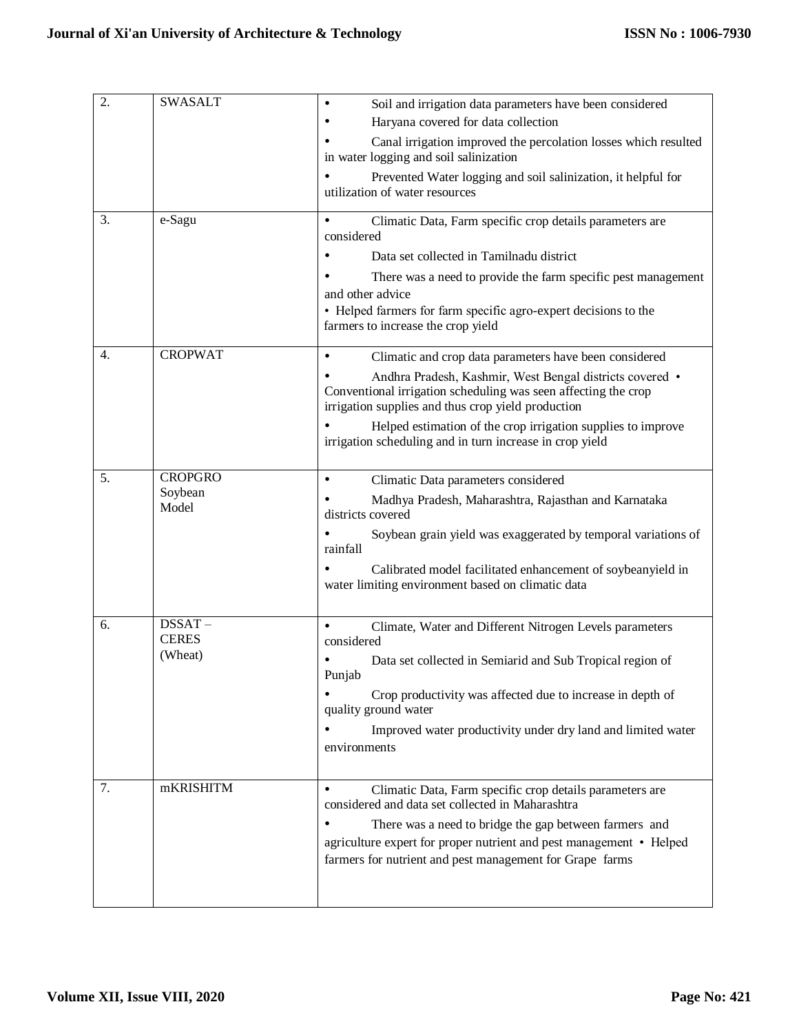| 2. | SWASALT | • Soil and irrigation data parameters have been considered<br>• Haryana covered for data collection<br>• Canal irrigation improved the percolation losses which resulted in water logging and soil salinization<br>• Prevented Water logging and soil salinization, it helpful for utilization of water resources |
|---|---|---|
| 3. | e-Sagu | • Climatic Data, Farm specific crop details parameters are considered<br>• Data set collected in Tamilnadu district<br>• There was a need to provide the farm specific pest management and other advice<br>• Helped farmers for farm specific agro-expert decisions to the farmers to increase the crop yield |
| 4. | CROPWAT | • Climatic and crop data parameters have been considered<br>• Andhra Pradesh, Kashmir, West Bengal districts covered • Conventional irrigation scheduling was seen affecting the crop irrigation supplies and thus crop yield production<br>• Helped estimation of the crop irrigation supplies to improve irrigation scheduling and in turn increase in crop yield |
| 5. | CROPGRO Soybean Model | • Climatic Data parameters considered<br>• Madhya Pradesh, Maharashtra, Rajasthan and Karnataka districts covered<br>• Soybean grain yield was exaggerated by temporal variations of rainfall<br>• Calibrated model facilitated enhancement of soybeanyield in water limiting environment based on climatic data |
| 6. | DSSAT – CERES (Wheat) | • Climate, Water and Different Nitrogen Levels parameters considered<br>• Data set collected in Semiarid and Sub Tropical region of Punjab<br>• Crop productivity was affected due to increase in depth of quality ground water<br>• Improved water productivity under dry land and limited water environments |
| 7. | mKRISHITM | • Climatic Data, Farm specific crop details parameters are considered and data set collected in Maharashtra<br>• There was a need to bridge the gap between farmers and agriculture expert for proper nutrient and pest management • Helped farmers for nutrient and pest management for Grape farms |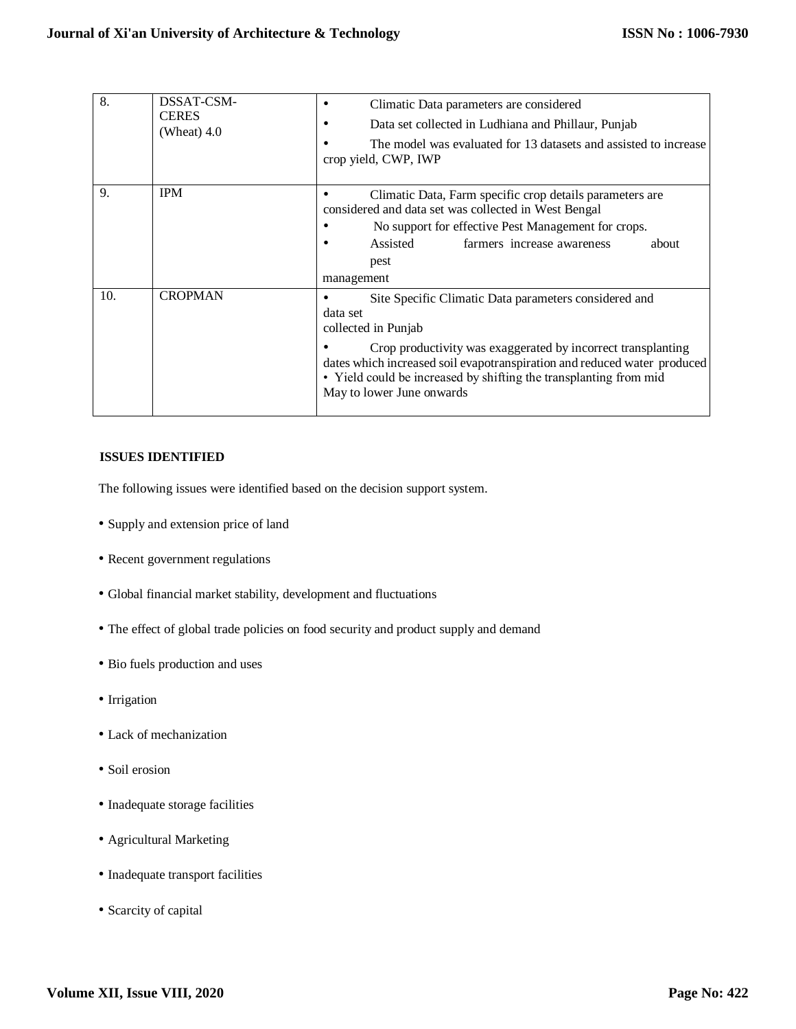| 8. | DSSAT-CSM-CERES (Wheat) 4.0 | • Climatic Data parameters are considered<br>• Data set collected in Ludhiana and Phillaur, Punjab<br>• The model was evaluated for 13 datasets and assisted to increase crop yield, CWP, IWP |
|---|---|---|
| 9. | IPM | • Climatic Data, Farm specific crop details parameters are considered and data set was collected in West Bengal<br>• No support for effective Pest Management for crops.<br>• Assisted farmers increase awareness about pest management |
| 10. | CROPMAN | • Site Specific Climatic Data parameters considered and data set collected in Punjab<br>• Crop productivity was exaggerated by incorrect transplanting dates which increased soil evapotranspiration and reduced water produced<br>• Yield could be increased by shifting the transplanting from mid May to lower June onwards |

**ISSUES IDENTIFIED**

The following issues were identified based on the decision support system.

- Supply and extension price of land
- Recent government regulations
- Global financial market stability, development and fluctuations
- The effect of global trade policies on food security and product supply and demand
- Bio fuels production and uses
- Irrigation
- Lack of mechanization
- Soil erosion
- Inadequate storage facilities
- Agricultural Marketing
- Inadequate transport facilities
- Scarcity of capital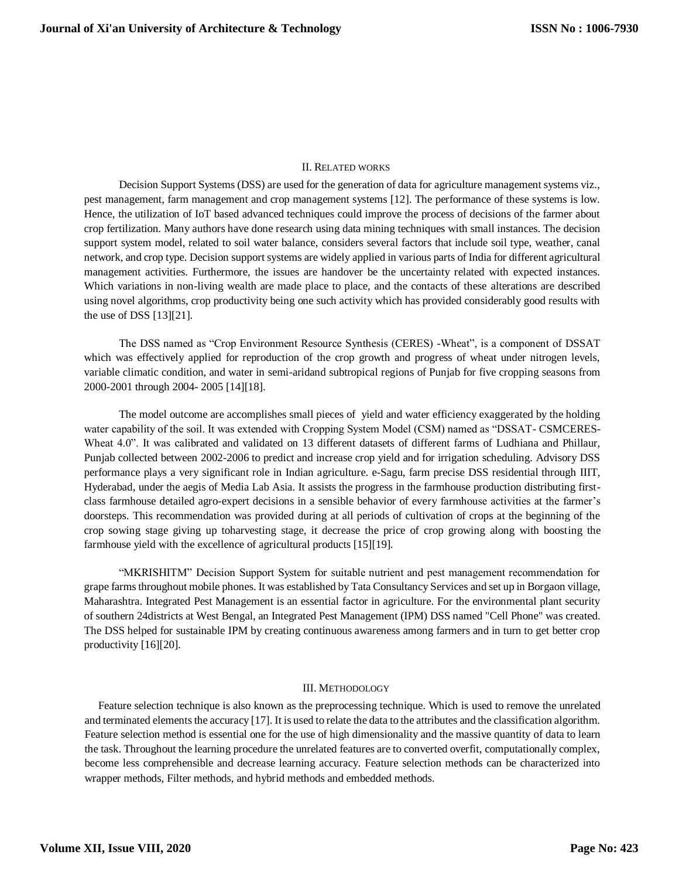## II. Related works

Decision Support Systems (DSS) are used for the generation of data for agriculture management systems viz., pest management, farm management and crop management systems [12]. The performance of these systems is low. Hence, the utilization of IoT based advanced techniques could improve the process of decisions of the farmer about crop fertilization. Many authors have done research using data mining techniques with small instances. The decision support system model, related to soil water balance, considers several factors that include soil type, weather, canal network, and crop type. Decision support systems are widely applied in various parts of India for different agricultural management activities. Furthermore, the issues are handover be the uncertainty related with expected instances. Which variations in non-living wealth are made place to place, and the contacts of these alterations are described using novel algorithms, crop productivity being one such activity which has provided considerably good results with the use of DSS [13][21].

The DSS named as "Crop Environment Resource Synthesis (CERES) -Wheat", is a component of DSSAT which was effectively applied for reproduction of the crop growth and progress of wheat under nitrogen levels, variable climatic condition, and water in semi-aridand subtropical regions of Punjab for five cropping seasons from 2000-2001 through 2004- 2005 [14][18].

The model outcome are accomplishes small pieces of yield and water efficiency exaggerated by the holding water capability of the soil. It was extended with Cropping System Model (CSM) named as "DSSAT- CSMCERES-Wheat 4.0". It was calibrated and validated on 13 different datasets of different farms of Ludhiana and Phillaur, Punjab collected between 2002-2006 to predict and increase crop yield and for irrigation scheduling. Advisory DSS performance plays a very significant role in Indian agriculture. e-Sagu, farm precise DSS residential through IIIT, Hyderabad, under the aegis of Media Lab Asia. It assists the progress in the farmhouse production distributing first-class farmhouse detailed agro-expert decisions in a sensible behavior of every farmhouse activities at the farmer's doorsteps. This recommendation was provided during at all periods of cultivation of crops at the beginning of the crop sowing stage giving up toharvesting stage, it decrease the price of crop growing along with boosting the farmhouse yield with the excellence of agricultural products [15][19].

"MKRISHITM" Decision Support System for suitable nutrient and pest management recommendation for grape farms throughout mobile phones. It was established by Tata Consultancy Services and set up in Borgaon village, Maharashtra. Integrated Pest Management is an essential factor in agriculture. For the environmental plant security of southern 24districts at West Bengal, an Integrated Pest Management (IPM) DSS named "Cell Phone" was created. The DSS helped for sustainable IPM by creating continuous awareness among farmers and in turn to get better crop productivity [16][20].

## III. Methodology

Feature selection technique is also known as the preprocessing technique. Which is used to remove the unrelated and terminated elements the accuracy [17]. It is used to relate the data to the attributes and the classification algorithm. Feature selection method is essential one for the use of high dimensionality and the massive quantity of data to learn the task. Throughout the learning procedure the unrelated features are to converted overfit, computationally complex, become less comprehensible and decrease learning accuracy. Feature selection methods can be characterized into wrapper methods, Filter methods, and hybrid methods and embedded methods.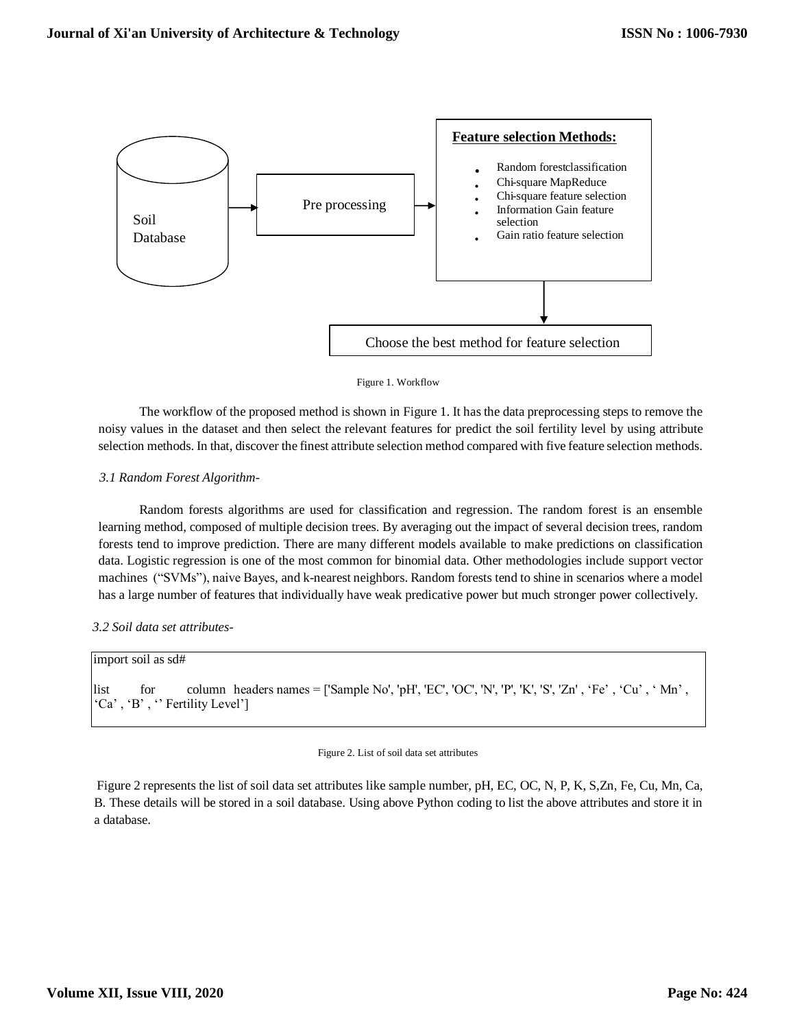Soil Database

Pre processing

**Feature selection Methods:**

- Random forestclassification
- Chi-square MapReduce
- Chi-square feature selection
- Information Gain feature selection
- Gain ratio feature selection

Choose the best method for feature selection

Figure 1. Workflow

The workflow of the proposed method is shown in Figure 1. It has the data preprocessing steps to remove the noisy values in the dataset and then select the relevant features for predict the soil fertility level by using attribute selection methods. In that, discover the finest attribute selection method compared with five feature selection methods.

*3.1 Random Forest Algorithm-*

Random forests algorithms are used for classification and regression. The random forest is an ensemble learning method, composed of multiple decision trees. By averaging out the impact of several decision trees, random forests tend to improve prediction. There are many different models available to make predictions on classification data. Logistic regression is one of the most common for binomial data. Other methodologies include support vector machines ("SVMs"), naive Bayes, and k-nearest neighbors. Random forests tend to shine in scenarios where a model has a large number of features that individually have weak predicative power but much stronger power collectively.

*3.2 Soil data set attributes-*

```
import soil as sd#

list    for    column  headers names = ['Sample No', 'pH', 'EC', 'OC', 'N', 'P', 'K', 'S', 'Zn' , 'Fe' , 'Cu' , ' Mn' ,
'Ca' , 'B' , '' Fertility Level']
```

Figure 2. List of soil data set attributes

Figure 2 represents the list of soil data set attributes like sample number, pH, EC, OC, N, P, K, S,Zn, Fe, Cu, Mn, Ca, B. These details will be stored in a soil database. Using above Python coding to list the above attributes and store it in a database.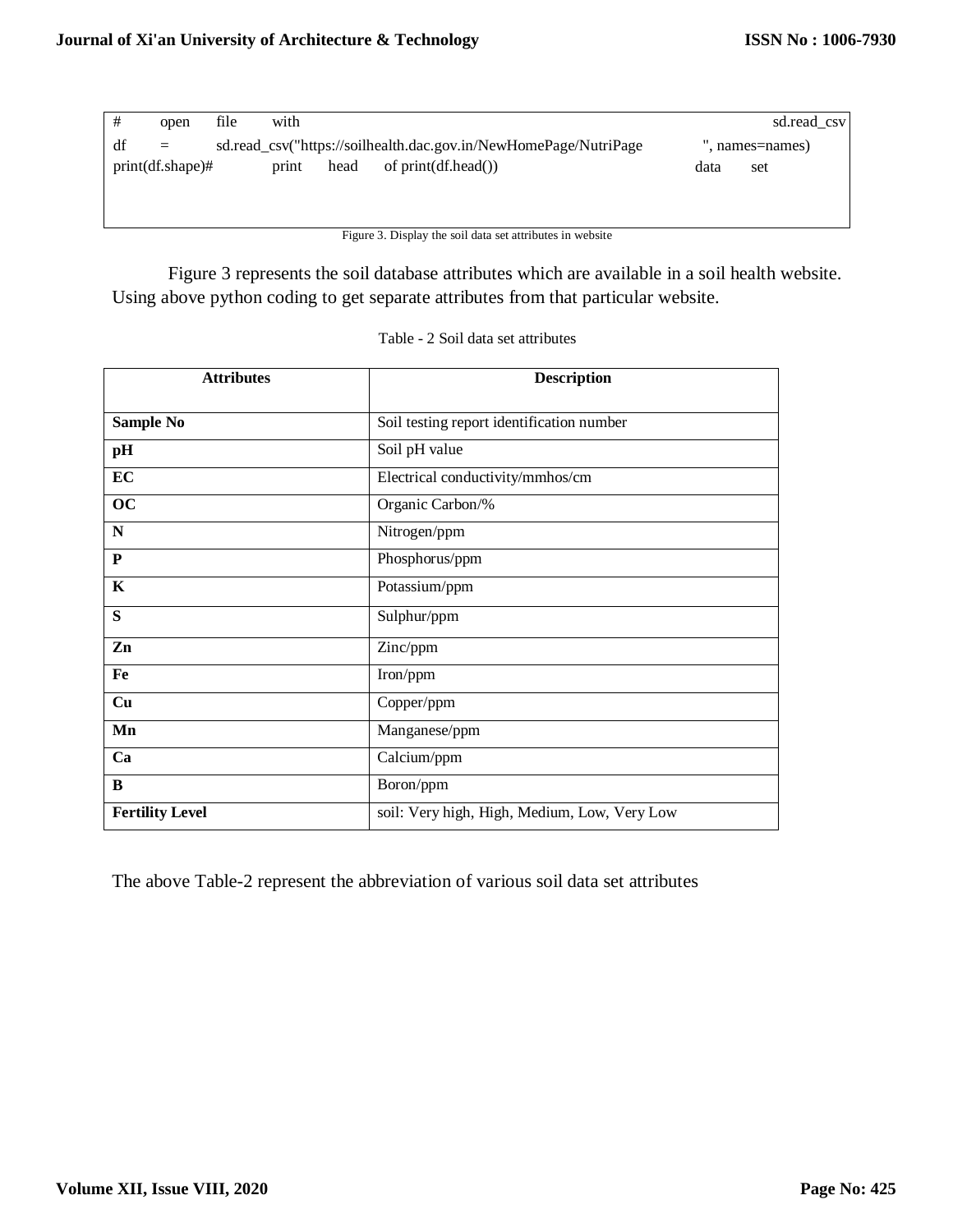```
#       open      file       with                                                                                          sd.read_csv
df      =       sd.read_csv("https://soilhealth.dac.gov.in/NewHomePage/NutriPage          ", names=names)
print(df.shape)#          print      head      of print(df.head())                                                        data       set
```

Figure 3. Display the soil data set attributes in website

Figure 3 represents the soil database attributes which are available in a soil health website. Using above python coding to get separate attributes from that particular website.

Table - 2 Soil data set attributes

| Attributes | Description |
|---|---|
| **Sample No** | Soil testing report identification number |
| **pH** | Soil pH value |
| **EC** | Electrical conductivity/mmhos/cm |
| **OC** | Organic Carbon/% |
| **N** | Nitrogen/ppm |
| **P** | Phosphorus/ppm |
| **K** | Potassium/ppm |
| **S** | Sulphur/ppm |
| **Zn** | Zinc/ppm |
| **Fe** | Iron/ppm |
| **Cu** | Copper/ppm |
| **Mn** | Manganese/ppm |
| **Ca** | Calcium/ppm |
| **B** | Boron/ppm |
| **Fertility Level** | soil: Very high, High, Medium, Low, Very Low |

The above Table-2 represent the abbreviation of various soil data set attributes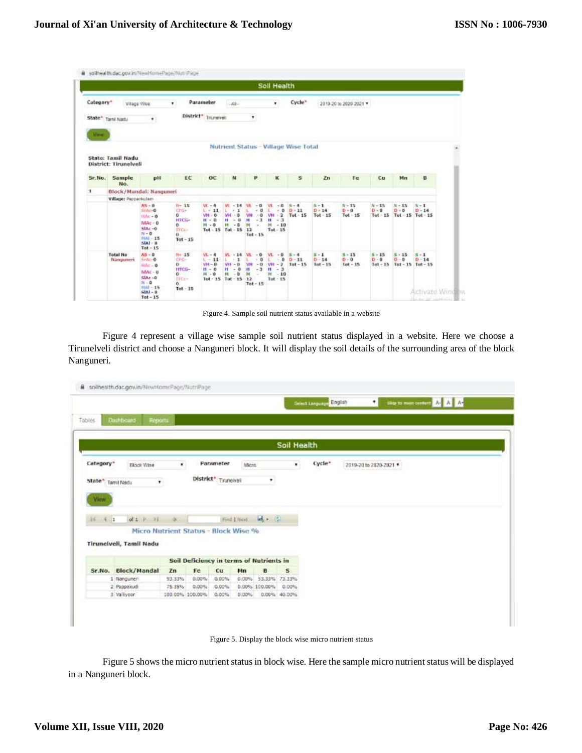Figure 4. Sample soil nutrient status available in a website

Figure 4 represent a village wise sample soil nutrient status displayed in a website. Here we choose a Tirunelveli district and choose a Nanguneri block. It will display the soil details of the surrounding area of the block Nanguneri.

Figure 5. Display the block wise micro nutrient status

Figure 5 shows the micro nutrient status in block wise. Here the sample micro nutrient status will be displayed in a Nanguneri block.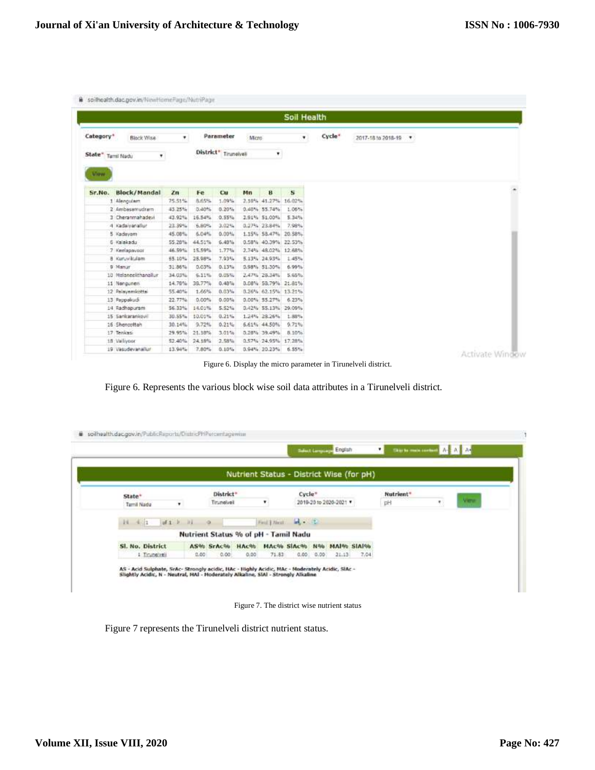Figure 6. Display the micro parameter in Tirunelveli district.

Figure 6. Represents the various block wise soil data attributes in a Tirunelveli district.

Figure 7. The district wise nutrient status

Figure 7 represents the Tirunelveli district nutrient status.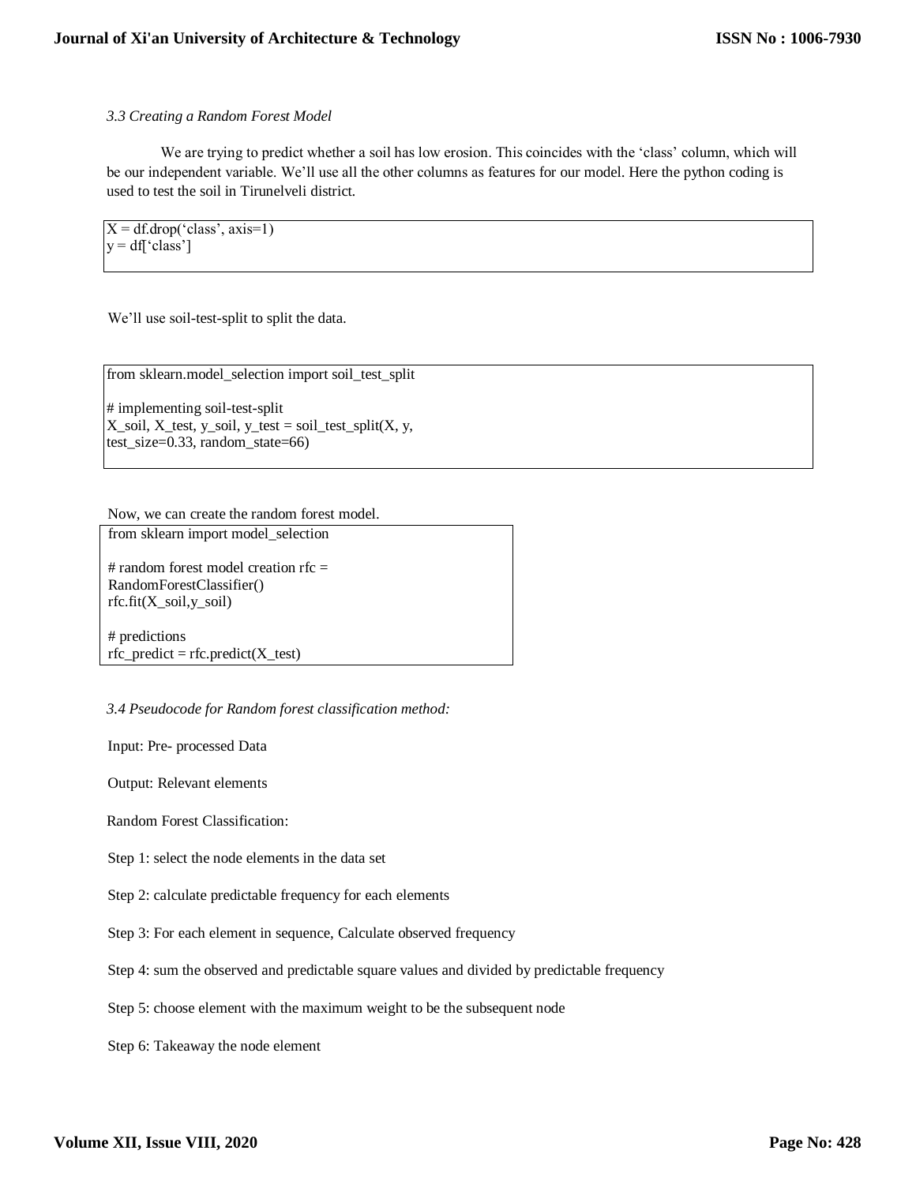### *3.3 Creating a Random Forest Model*

We are trying to predict whether a soil has low erosion. This coincides with the 'class' column, which will be our independent variable. We'll use all the other columns as features for our model. Here the python coding is used to test the soil in Tirunelveli district.

```
X = df.drop('class', axis=1)
y = df['class']
```

We'll use soil-test-split to split the data.

```
from sklearn.model_selection import soil_test_split

# implementing soil-test-split
X_soil, X_test, y_soil, y_test = soil_test_split(X, y,
test_size=0.33, random_state=66)
```

Now, we can create the random forest model.

```
from sklearn import model_selection

# random forest model creation rfc =
RandomForestClassifier()
rfc.fit(X_soil,y_soil)

# predictions
rfc_predict = rfc.predict(X_test)
```

### *3.4 Pseudocode for Random forest classification method:*

Input: Pre- processed Data

Output: Relevant elements

Random Forest Classification:

Step 1: select the node elements in the data set

Step 2: calculate predictable frequency for each elements

Step 3: For each element in sequence, Calculate observed frequency

Step 4: sum the observed and predictable square values and divided by predictable frequency

Step 5: choose element with the maximum weight to be the subsequent node

Step 6: Takeaway the node element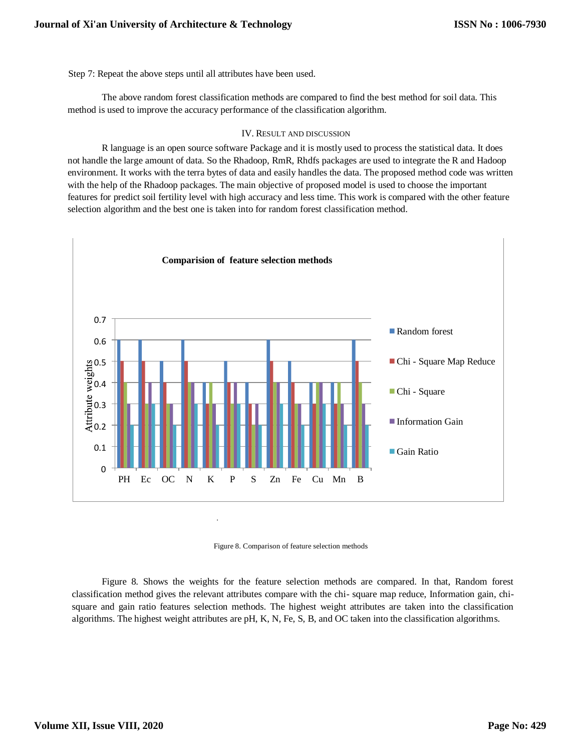Step 7: Repeat the above steps until all attributes have been used.

The above random forest classification methods are compared to find the best method for soil data. This method is used to improve the accuracy performance of the classification algorithm.

## IV. Result and discussion

R language is an open source software Package and it is mostly used to process the statistical data. It does not handle the large amount of data. So the Rhadoop, RmR, Rhdfs packages are used to integrate the R and Hadoop environment. It works with the terra bytes of data and easily handles the data. The proposed method code was written with the help of the Rhadoop packages. The main objective of proposed model is used to choose the important features for predict soil fertility level with high accuracy and less time. This work is compared with the other feature selection algorithm and the best one is taken into for random forest classification method.

**Comparision of feature selection methods**

| Attribute | Random forest | Chi - Square Map Reduce | Chi - Square | Information Gain | Gain Ratio |
|---|---|---|---|---|---|
| PH | 0.6 | 0.5 | 0.4 | 0.3 | 0.2 |
| Ec | 0.6 | 0.5 | 0.3 | 0.4 | 0.3 |
| OC | 0.5 | 0.4 | 0.3 | 0.3 | 0.2 |
| N | 0.6 | 0.5 | 0.4 | 0.4 | 0.3 |
| K | 0.4 | 0.3 | 0.4 | 0.3 | 0.2 |
| P | 0.5 | 0.4 | 0.3 | 0.4 | 0.3 |
| S | 0.4 | 0.3 | 0.2 | 0.3 | 0.2 |
| Zn | 0.6 | 0.5 | 0.4 | 0.4 | 0.3 |
| Fe | 0.5 | 0.4 | 0.3 | 0.3 | 0.2 |
| Cu | 0.4 | 0.3 | 0.4 | 0.4 | 0.3 |
| Mn | 0.4 | 0.3 | 0.4 | 0.3 | 0.2 |
| B | 0.6 | 0.5 | 0.4 | 0.3 | 0.2 |

Figure 8. Comparison of feature selection methods

Figure 8. Shows the weights for the feature selection methods are compared. In that, Random forest classification method gives the relevant attributes compare with the chi- square map reduce, Information gain, chi-square and gain ratio features selection methods. The highest weight attributes are taken into the classification algorithms. The highest weight attributes are pH, K, N, Fe, S, B, and OC taken into the classification algorithms.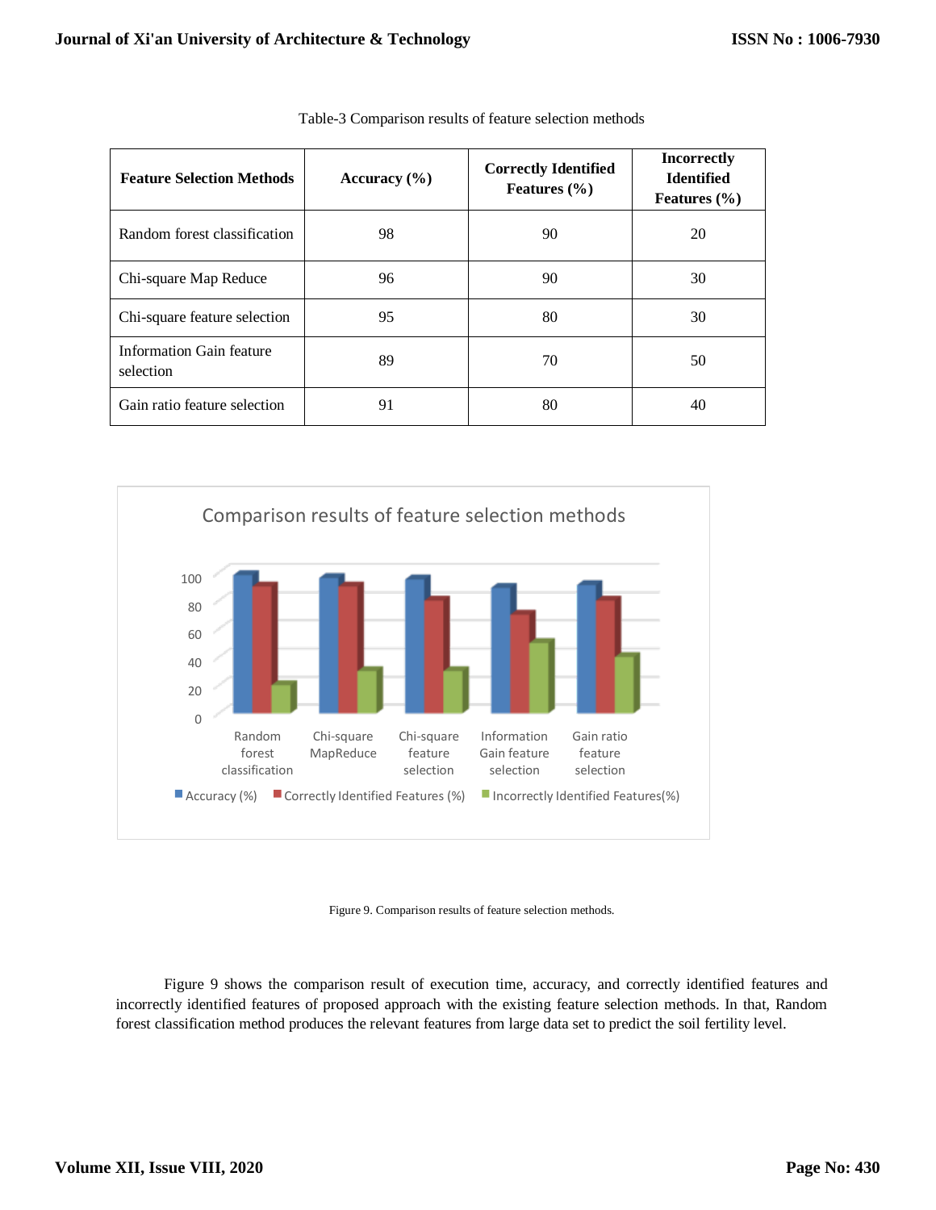Table-3 Comparison results of feature selection methods

| Feature Selection Methods | Accuracy (%) | Correctly Identified Features (%) | Incorrectly Identified Features (%) |
|---|---|---|---|
| Random forest classification | 98 | 90 | 20 |
| Chi-square Map Reduce | 96 | 90 | 30 |
| Chi-square feature selection | 95 | 80 | 30 |
| Information Gain feature selection | 89 | 70 | 50 |
| Gain ratio feature selection | 91 | 80 | 40 |

Figure 9. Comparison results of feature selection methods.

Figure 9 shows the comparison result of execution time, accuracy, and correctly identified features and incorrectly identified features of proposed approach with the existing feature selection methods. In that, Random forest classification method produces the relevant features from large data set to predict the soil fertility level.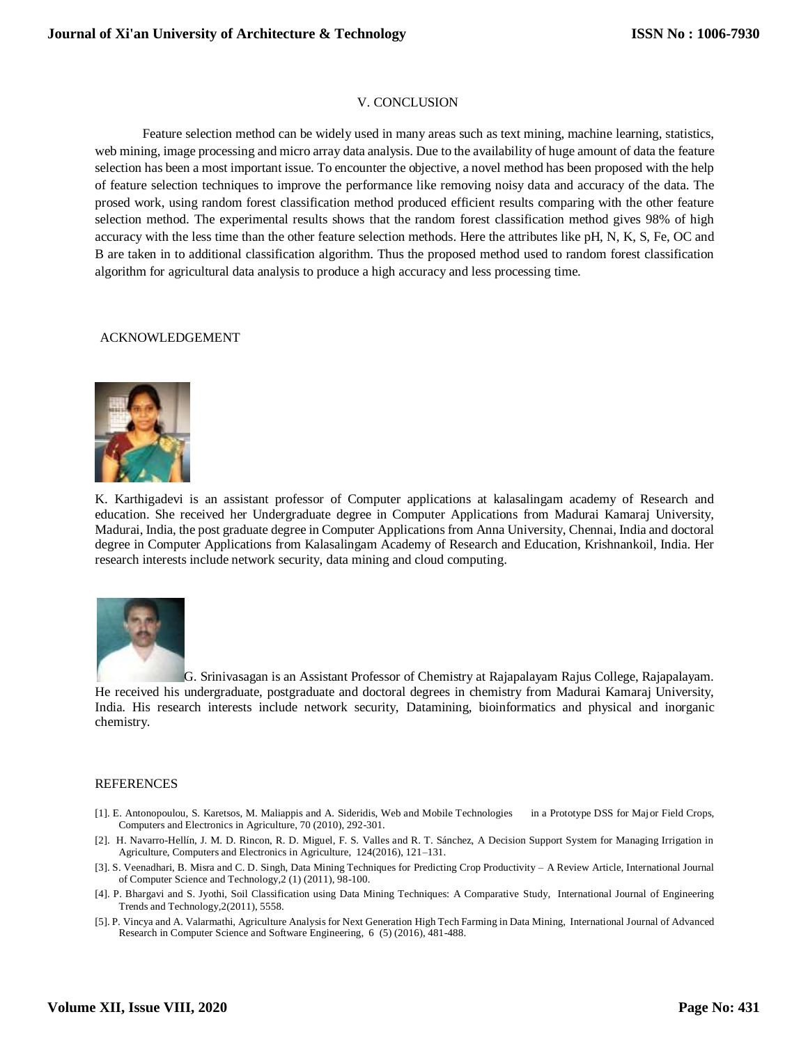## V. CONCLUSION

Feature selection method can be widely used in many areas such as text mining, machine learning, statistics, web mining, image processing and micro array data analysis. Due to the availability of huge amount of data the feature selection has been a most important issue. To encounter the objective, a novel method has been proposed with the help of feature selection techniques to improve the performance like removing noisy data and accuracy of the data. The prosed work, using random forest classification method produced efficient results comparing with the other feature selection method. The experimental results shows that the random forest classification method gives 98% of high accuracy with the less time than the other feature selection methods. Here the attributes like pH, N, K, S, Fe, OC and B are taken in to additional classification algorithm. Thus the proposed method used to random forest classification algorithm for agricultural data analysis to produce a high accuracy and less processing time.

## ACKNOWLEDGEMENT

K. Karthigadevi is an assistant professor of Computer applications at kalasalingam academy of Research and education. She received her Undergraduate degree in Computer Applications from Madurai Kamaraj University, Madurai, India, the post graduate degree in Computer Applications from Anna University, Chennai, India and doctoral degree in Computer Applications from Kalasalingam Academy of Research and Education, Krishnankoil, India. Her research interests include network security, data mining and cloud computing.

G. Srinivasagan is an Assistant Professor of Chemistry at Rajapalayam Rajus College, Rajapalayam. He received his undergraduate, postgraduate and doctoral degrees in chemistry from Madurai Kamaraj University, India. His research interests include network security, Datamining, bioinformatics and physical and inorganic chemistry.

## REFERENCES

[1]. E. Antonopoulou, S. Karetsos, M. Maliappis and A. Sideridis, Web and Mobile Technologies in a Prototype DSS for Major Field Crops, Computers and Electronics in Agriculture, 70 (2010), 292-301.

[2]. H. Navarro-Hellín, J. M. D. Rincon, R. D. Miguel, F. S. Valles and R. T. Sánchez, A Decision Support System for Managing Irrigation in Agriculture, Computers and Electronics in Agriculture, 124(2016), 121–131.

[3]. S. Veenadhari, B. Misra and C. D. Singh, Data Mining Techniques for Predicting Crop Productivity – A Review Article, International Journal of Computer Science and Technology,2 (1) (2011), 98-100.

[4]. P. Bhargavi and S. Jyothi, Soil Classification using Data Mining Techniques: A Comparative Study, International Journal of Engineering Trends and Technology,2(2011), 5558.

[5]. P. Vincya and A. Valarmathi, Agriculture Analysis for Next Generation High Tech Farming in Data Mining, International Journal of Advanced Research in Computer Science and Software Engineering, 6 (5) (2016), 481-488.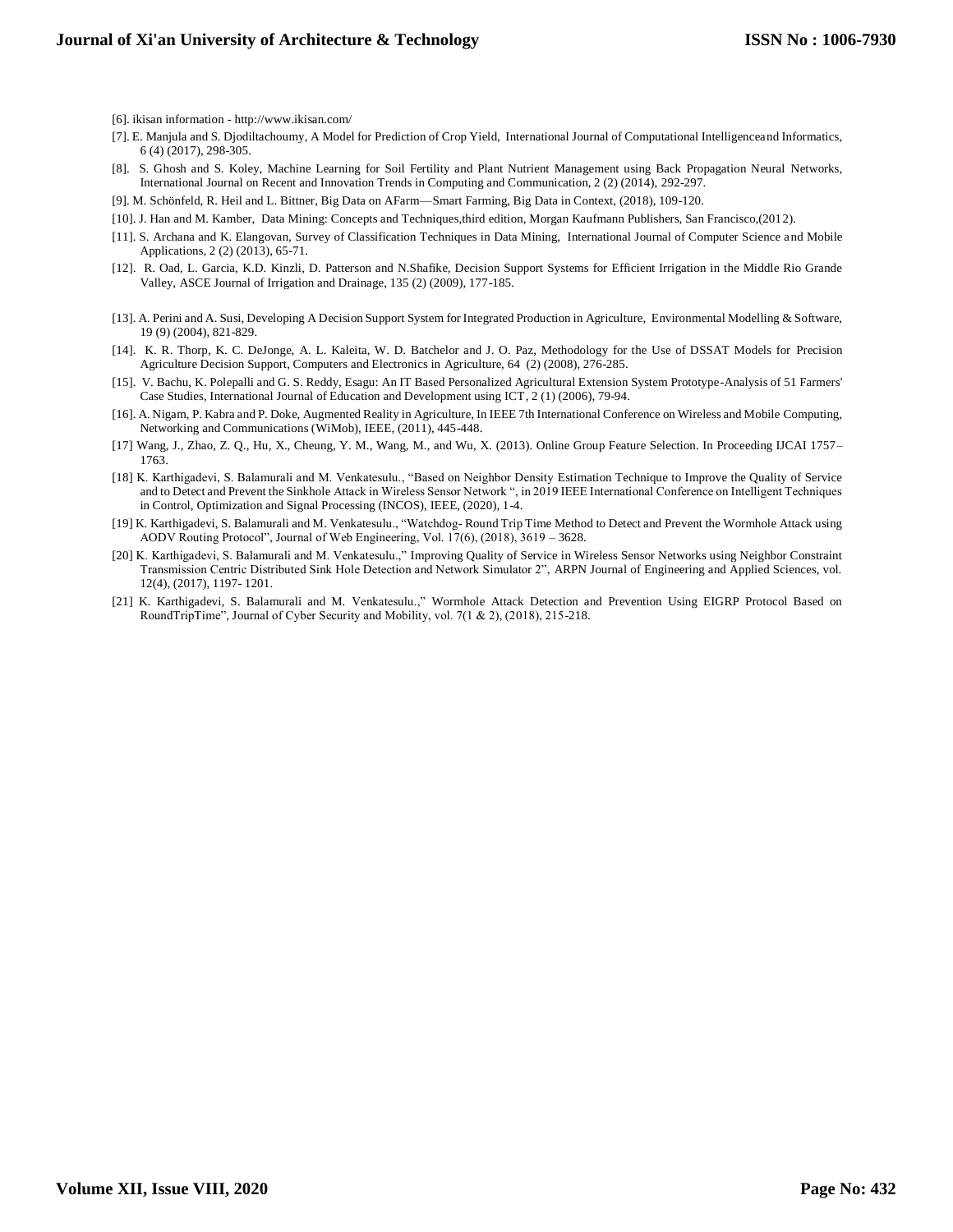[6]. ikisan information - http://www.ikisan.com/

[7]. E. Manjula and S. Djodiltachoumy, A Model for Prediction of Crop Yield, International Journal of Computational Intelligenceand Informatics, 6 (4) (2017), 298-305.

[8]. S. Ghosh and S. Koley, Machine Learning for Soil Fertility and Plant Nutrient Management using Back Propagation Neural Networks, International Journal on Recent and Innovation Trends in Computing and Communication, 2 (2) (2014), 292-297.

[9]. M. Schönfeld, R. Heil and L. Bittner, Big Data on AFarm—Smart Farming, Big Data in Context, (2018), 109-120.

[10]. J. Han and M. Kamber, Data Mining: Concepts and Techniques,third edition, Morgan Kaufmann Publishers, San Francisco,(2012).

[11]. S. Archana and K. Elangovan, Survey of Classification Techniques in Data Mining, International Journal of Computer Science and Mobile Applications, 2 (2) (2013), 65-71.

[12]. R. Oad, L. Garcia, K.D. Kinzli, D. Patterson and N.Shafike, Decision Support Systems for Efficient Irrigation in the Middle Rio Grande Valley, ASCE Journal of Irrigation and Drainage, 135 (2) (2009), 177-185.

[13]. A. Perini and A. Susi, Developing A Decision Support System for Integrated Production in Agriculture, Environmental Modelling & Software, 19 (9) (2004), 821-829.

[14]. K. R. Thorp, K. C. DeJonge, A. L. Kaleita, W. D. Batchelor and J. O. Paz, Methodology for the Use of DSSAT Models for Precision Agriculture Decision Support, Computers and Electronics in Agriculture, 64 (2) (2008), 276-285.

[15]. V. Bachu, K. Polepalli and G. S. Reddy, Esagu: An IT Based Personalized Agricultural Extension System Prototype-Analysis of 51 Farmers' Case Studies, International Journal of Education and Development using ICT, 2 (1) (2006), 79-94.

[16]. A. Nigam, P. Kabra and P. Doke, Augmented Reality in Agriculture, In IEEE 7th International Conference on Wireless and Mobile Computing, Networking and Communications (WiMob), IEEE, (2011), 445-448.

[17] Wang, J., Zhao, Z. Q., Hu, X., Cheung, Y. M., Wang, M., and Wu, X. (2013). Online Group Feature Selection. In Proceeding IJCAI 1757–1763.

[18] K. Karthigadevi, S. Balamurali and M. Venkatesulu., "Based on Neighbor Density Estimation Technique to Improve the Quality of Service and to Detect and Prevent the Sinkhole Attack in Wireless Sensor Network ", in 2019 IEEE International Conference on Intelligent Techniques in Control, Optimization and Signal Processing (INCOS), IEEE, (2020), 1-4.

[19] K. Karthigadevi, S. Balamurali and M. Venkatesulu., "Watchdog- Round Trip Time Method to Detect and Prevent the Wormhole Attack using AODV Routing Protocol", Journal of Web Engineering, Vol. 17(6), (2018), 3619 – 3628.

[20] K. Karthigadevi, S. Balamurali and M. Venkatesulu.," Improving Quality of Service in Wireless Sensor Networks using Neighbor Constraint Transmission Centric Distributed Sink Hole Detection and Network Simulator 2", ARPN Journal of Engineering and Applied Sciences, vol. 12(4), (2017), 1197- 1201.

[21] K. Karthigadevi, S. Balamurali and M. Venkatesulu.," Wormhole Attack Detection and Prevention Using EIGRP Protocol Based on RoundTripTime", Journal of Cyber Security and Mobility, vol. 7(1 & 2), (2018), 215-218.